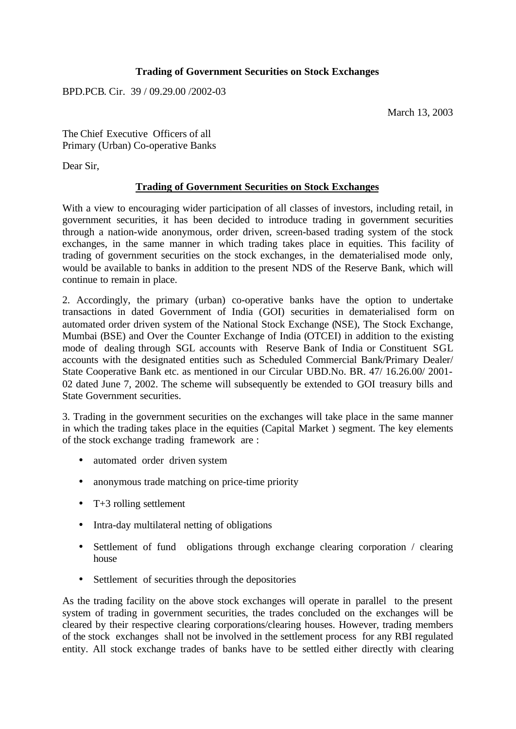**Trading of Government Securities on Stock Exchanges**

BPD.PCB. Cir. 39 / 09.29.00 /2002-03

March 13, 2003

The Chief Executive Officers of all
Primary (Urban) Co-operative Banks

Dear Sir,

**Trading of Government Securities on Stock Exchanges**

With a view to encouraging wider participation of all classes of investors, including retail, in government securities, it has been decided to introduce trading in government securities through a nation-wide anonymous, order driven, screen-based trading system of the stock exchanges, in the same manner in which trading takes place in equities. This facility of trading of government securities on the stock exchanges, in the dematerialised mode only, would be available to banks in addition to the present NDS of the Reserve Bank, which will continue to remain in place.

2. Accordingly, the primary (urban) co-operative banks have the option to undertake transactions in dated Government of India (GOI) securities in dematerialised form on automated order driven system of the National Stock Exchange (NSE), The Stock Exchange, Mumbai (BSE) and Over the Counter Exchange of India (OTCEI) in addition to the existing mode of dealing through SGL accounts with Reserve Bank of India or Constituent SGL accounts with the designated entities such as Scheduled Commercial Bank/Primary Dealer/ State Cooperative Bank etc. as mentioned in our Circular UBD.No. BR. 47/ 16.26.00/ 2001-02 dated June 7, 2002. The scheme will subsequently be extended to GOI treasury bills and State Government securities.

3. Trading in the government securities on the exchanges will take place in the same manner in which the trading takes place in the equities (Capital Market ) segment. The key elements of the stock exchange trading framework are :

- automated order driven system
- anonymous trade matching on price-time priority
- T+3 rolling settlement
- Intra-day multilateral netting of obligations
- Settlement of fund obligations through exchange clearing corporation / clearing house
- Settlement of securities through the depositories

As the trading facility on the above stock exchanges will operate in parallel to the present system of trading in government securities, the trades concluded on the exchanges will be cleared by their respective clearing corporations/clearing houses. However, trading members of the stock exchanges shall not be involved in the settlement process for any RBI regulated entity. All stock exchange trades of banks have to be settled either directly with clearing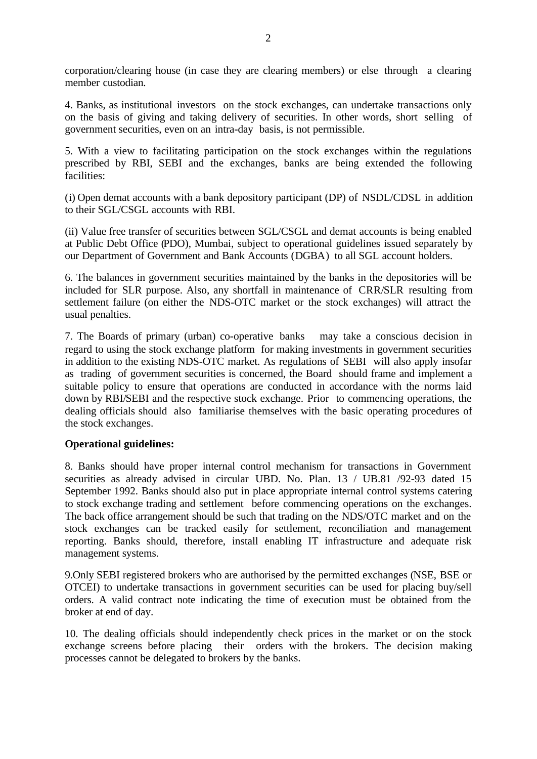corporation/clearing house (in case they are clearing members) or else through a clearing member custodian.

4. Banks, as institutional investors on the stock exchanges, can undertake transactions only on the basis of giving and taking delivery of securities. In other words, short selling of government securities, even on an intra-day basis, is not permissible.

5. With a view to facilitating participation on the stock exchanges within the regulations prescribed by RBI, SEBI and the exchanges, banks are being extended the following facilities:

(i) Open demat accounts with a bank depository participant (DP) of NSDL/CDSL in addition to their SGL/CSGL accounts with RBI.

(ii) Value free transfer of securities between SGL/CSGL and demat accounts is being enabled at Public Debt Office (PDO), Mumbai, subject to operational guidelines issued separately by our Department of Government and Bank Accounts (DGBA) to all SGL account holders.

6. The balances in government securities maintained by the banks in the depositories will be included for SLR purpose. Also, any shortfall in maintenance of CRR/SLR resulting from settlement failure (on either the NDS-OTC market or the stock exchanges) will attract the usual penalties.

7. The Boards of primary (urban) co-operative banks may take a conscious decision in regard to using the stock exchange platform for making investments in government securities in addition to the existing NDS-OTC market. As regulations of SEBI will also apply insofar as trading of government securities is concerned, the Board should frame and implement a suitable policy to ensure that operations are conducted in accordance with the norms laid down by RBI/SEBI and the respective stock exchange. Prior to commencing operations, the dealing officials should also familiarise themselves with the basic operating procedures of the stock exchanges.

**Operational guidelines:**

8. Banks should have proper internal control mechanism for transactions in Government securities as already advised in circular UBD. No. Plan. 13 / UB.81 /92-93 dated 15 September 1992. Banks should also put in place appropriate internal control systems catering to stock exchange trading and settlement before commencing operations on the exchanges. The back office arrangement should be such that trading on the NDS/OTC market and on the stock exchanges can be tracked easily for settlement, reconciliation and management reporting. Banks should, therefore, install enabling IT infrastructure and adequate risk management systems.

9.Only SEBI registered brokers who are authorised by the permitted exchanges (NSE, BSE or OTCEI) to undertake transactions in government securities can be used for placing buy/sell orders. A valid contract note indicating the time of execution must be obtained from the broker at end of day.

10. The dealing officials should independently check prices in the market or on the stock exchange screens before placing their orders with the brokers. The decision making processes cannot be delegated to brokers by the banks.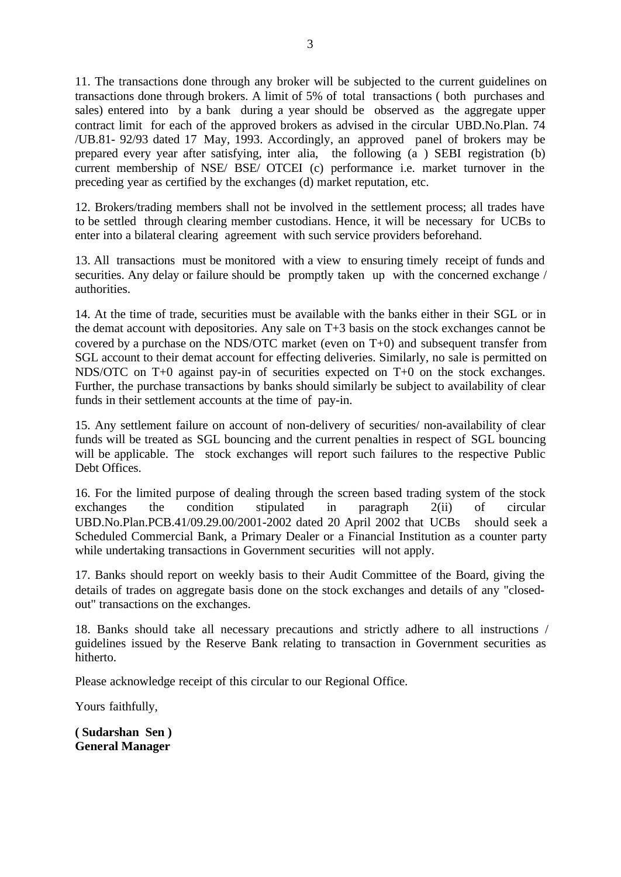11. The transactions done through any broker will be subjected to the current guidelines on transactions done through brokers. A limit of 5% of total transactions ( both purchases and sales) entered into by a bank during a year should be observed as the aggregate upper contract limit for each of the approved brokers as advised in the circular UBD.No.Plan. 74 /UB.81- 92/93 dated 17 May, 1993. Accordingly, an approved panel of brokers may be prepared every year after satisfying, inter alia, the following (a ) SEBI registration (b) current membership of NSE/ BSE/ OTCEI (c) performance i.e. market turnover in the preceding year as certified by the exchanges (d) market reputation, etc.

12. Brokers/trading members shall not be involved in the settlement process; all trades have to be settled through clearing member custodians. Hence, it will be necessary for UCBs to enter into a bilateral clearing agreement with such service providers beforehand.

13. All transactions must be monitored with a view to ensuring timely receipt of funds and securities. Any delay or failure should be promptly taken up with the concerned exchange / authorities.

14. At the time of trade, securities must be available with the banks either in their SGL or in the demat account with depositories. Any sale on T+3 basis on the stock exchanges cannot be covered by a purchase on the NDS/OTC market (even on T+0) and subsequent transfer from SGL account to their demat account for effecting deliveries. Similarly, no sale is permitted on NDS/OTC on T+0 against pay-in of securities expected on T+0 on the stock exchanges. Further, the purchase transactions by banks should similarly be subject to availability of clear funds in their settlement accounts at the time of pay-in.

15. Any settlement failure on account of non-delivery of securities/ non-availability of clear funds will be treated as SGL bouncing and the current penalties in respect of SGL bouncing will be applicable. The stock exchanges will report such failures to the respective Public Debt Offices.

16. For the limited purpose of dealing through the screen based trading system of the stock exchanges the condition stipulated in paragraph 2(ii) of circular UBD.No.Plan.PCB.41/09.29.00/2001-2002 dated 20 April 2002 that UCBs should seek a Scheduled Commercial Bank, a Primary Dealer or a Financial Institution as a counter party while undertaking transactions in Government securities will not apply.

17. Banks should report on weekly basis to their Audit Committee of the Board, giving the details of trades on aggregate basis done on the stock exchanges and details of any "closed-out" transactions on the exchanges.

18. Banks should take all necessary precautions and strictly adhere to all instructions / guidelines issued by the Reserve Bank relating to transaction in Government securities as hitherto.

Please acknowledge receipt of this circular to our Regional Office.

Yours faithfully,

**( Sudarshan Sen )**
**General Manager**